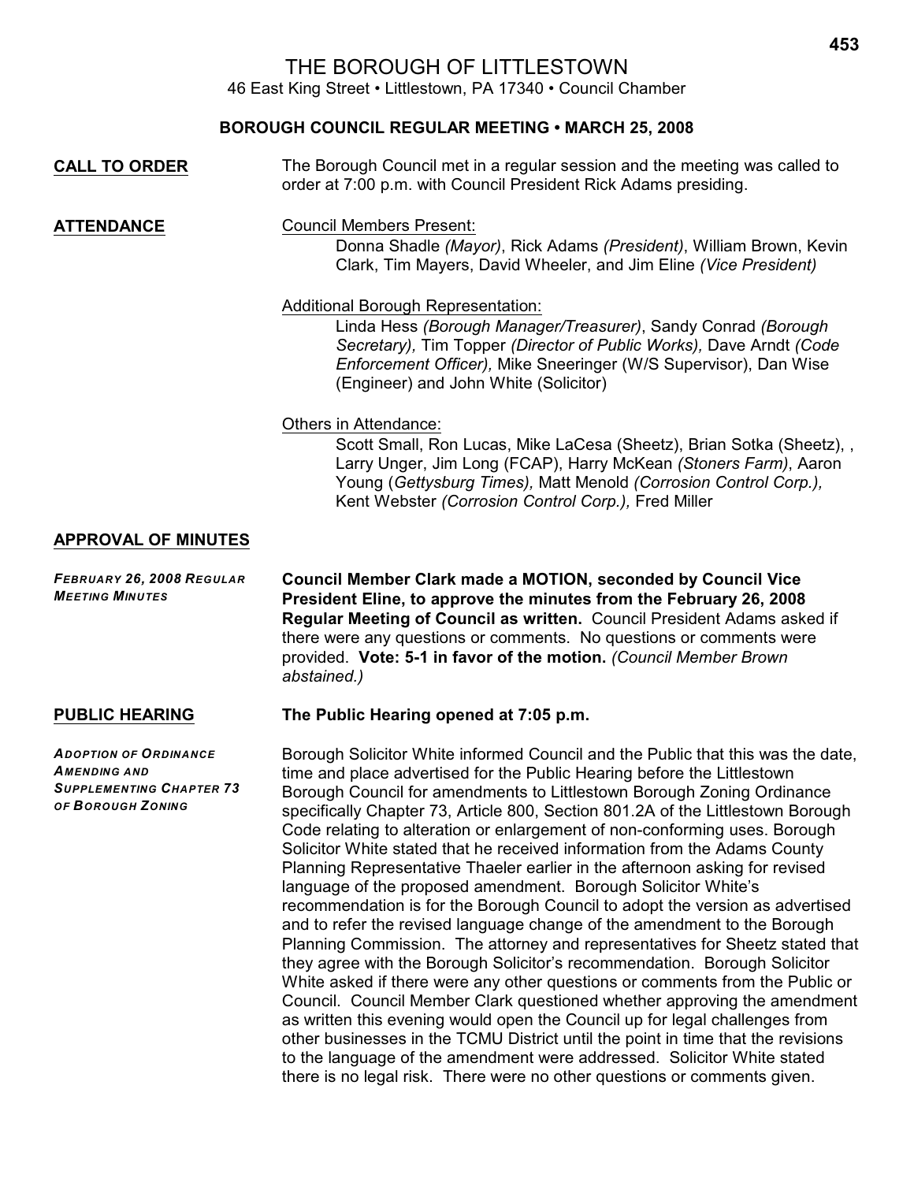# THE BOROUGH OF LITTLESTOWN

46 East King Street • Littlestown, PA 17340 • Council Chamber

## BOROUGH COUNCIL REGULAR MEETING • MARCH 25, 2008

**CALL TO ORDER**

The Borough Council met in a regular session and the meeting was called to order at 7:00 p.m. with Council President Rick Adams presiding.

**ATTENDANCE**

Council Members Present:

Donna Shadle *(Mayor)*, Rick Adams *(President)*, William Brown, Kevin Clark, Tim Mayers, David Wheeler, and Jim Eline *(Vice President)*

Additional Borough Representation:

Linda Hess *(Borough Manager/Treasurer)*, Sandy Conrad *(Borough Secretary),* Tim Topper *(Director of Public Works),* Dave Arndt *(Code Enforcement Officer),* Mike Sneeringer (W/S Supervisor), Dan Wise (Engineer) and John White (Solicitor)

Others in Attendance:

Scott Small, Ron Lucas, Mike LaCesa (Sheetz), Brian Sotka (Sheetz), , Larry Unger, Jim Long (FCAP), Harry McKean *(Stoners Farm)*, Aaron Young (*Gettysburg Times),* Matt Menold *(Corrosion Control Corp.),* Kent Webster *(Corrosion Control Corp.),* Fred Miller

**APPROVAL OF MINUTES**

*FEBRUARY 26, 2008 REGULAR MEETING MINUTES*

**Council Member Clark made a MOTION, seconded by Council Vice President Eline, to approve the minutes from the February 26, 2008 Regular Meeting of Council as written.** Council President Adams asked if there were any questions or comments. No questions or comments were provided. **Vote: 5-1 in favor of the motion.** *(Council Member Brown abstained.)*

**PUBLIC HEARING**

**The Public Hearing opened at 7:05 p.m.**

*ADOPTION OF ORDINANCE AMENDING AND SUPPLEMENTING CHAPTER 73 OF BOROUGH ZONING*

Borough Solicitor White informed Council and the Public that this was the date, time and place advertised for the Public Hearing before the Littlestown Borough Council for amendments to Littlestown Borough Zoning Ordinance specifically Chapter 73, Article 800, Section 801.2A of the Littlestown Borough Code relating to alteration or enlargement of non-conforming uses. Borough Solicitor White stated that he received information from the Adams County Planning Representative Thaeler earlier in the afternoon asking for revised language of the proposed amendment. Borough Solicitor White's recommendation is for the Borough Council to adopt the version as advertised and to refer the revised language change of the amendment to the Borough Planning Commission. The attorney and representatives for Sheetz stated that they agree with the Borough Solicitor's recommendation. Borough Solicitor White asked if there were any other questions or comments from the Public or Council. Council Member Clark questioned whether approving the amendment as written this evening would open the Council up for legal challenges from other businesses in the TCMU District until the point in time that the revisions to the language of the amendment were addressed. Solicitor White stated there is no legal risk. There were no other questions or comments given.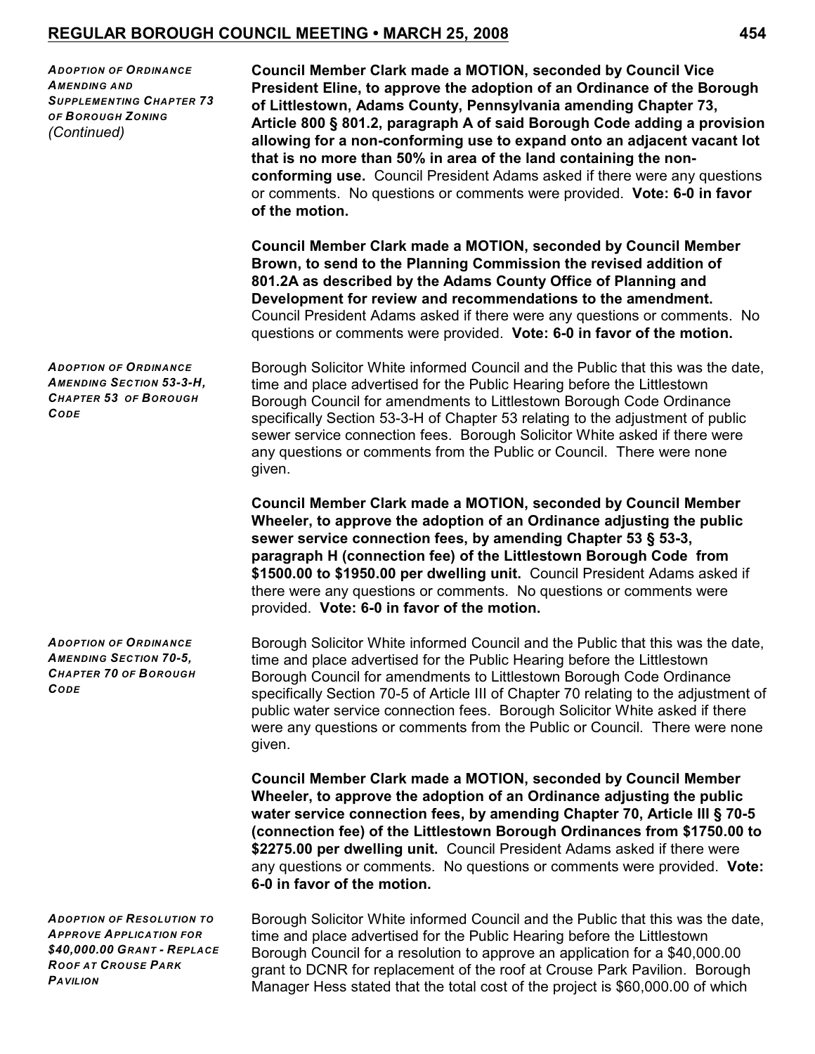***Adoption of Ordinance Amending and Supplementing Chapter 73 of Borough Zoning*** *(Continued)*

**Council Member Clark made a MOTION, seconded by Council Vice President Eline, to approve the adoption of an Ordinance of the Borough of Littlestown, Adams County, Pennsylvania amending Chapter 73, Article 800 § 801.2, paragraph A of said Borough Code adding a provision allowing for a non-conforming use to expand onto an adjacent vacant lot that is no more than 50% in area of the land containing the non-conforming use.** Council President Adams asked if there were any questions or comments. No questions or comments were provided. **Vote: 6-0 in favor of the motion.**

**Council Member Clark made a MOTION, seconded by Council Member Brown, to send to the Planning Commission the revised addition of 801.2A as described by the Adams County Office of Planning and Development for review and recommendations to the amendment.** Council President Adams asked if there were any questions or comments. No questions or comments were provided. **Vote: 6-0 in favor of the motion.**

***Adoption of Ordinance Amending Section 53-3-H, Chapter 53 of Borough Code***

Borough Solicitor White informed Council and the Public that this was the date, time and place advertised for the Public Hearing before the Littlestown Borough Council for amendments to Littlestown Borough Code Ordinance specifically Section 53-3-H of Chapter 53 relating to the adjustment of public sewer service connection fees. Borough Solicitor White asked if there were any questions or comments from the Public or Council. There were none given.

**Council Member Clark made a MOTION, seconded by Council Member Wheeler, to approve the adoption of an Ordinance adjusting the public sewer service connection fees, by amending Chapter 53 § 53-3, paragraph H (connection fee) of the Littlestown Borough Code from $1500.00 to $1950.00 per dwelling unit.** Council President Adams asked if there were any questions or comments. No questions or comments were provided. **Vote: 6-0 in favor of the motion.**

***Adoption of Ordinance Amending Section 70-5, Chapter 70 of Borough Code***

Borough Solicitor White informed Council and the Public that this was the date, time and place advertised for the Public Hearing before the Littlestown Borough Council for amendments to Littlestown Borough Code Ordinance specifically Section 70-5 of Article III of Chapter 70 relating to the adjustment of public water service connection fees. Borough Solicitor White asked if there were any questions or comments from the Public or Council. There were none given.

**Council Member Clark made a MOTION, seconded by Council Member Wheeler, to approve the adoption of an Ordinance adjusting the public water service connection fees, by amending Chapter 70, Article III § 70-5 (connection fee) of the Littlestown Borough Ordinances from $1750.00 to $2275.00 per dwelling unit.** Council President Adams asked if there were any questions or comments. No questions or comments were provided. **Vote: 6-0 in favor of the motion.**

***Adoption of Resolution to Approve Application for $40,000.00 Grant - Replace Roof at Crouse Park Pavilion***

Borough Solicitor White informed Council and the Public that this was the date, time and place advertised for the Public Hearing before the Littlestown Borough Council for a resolution to approve an application for a $40,000.00 grant to DCNR for replacement of the roof at Crouse Park Pavilion. Borough Manager Hess stated that the total cost of the project is $60,000.00 of which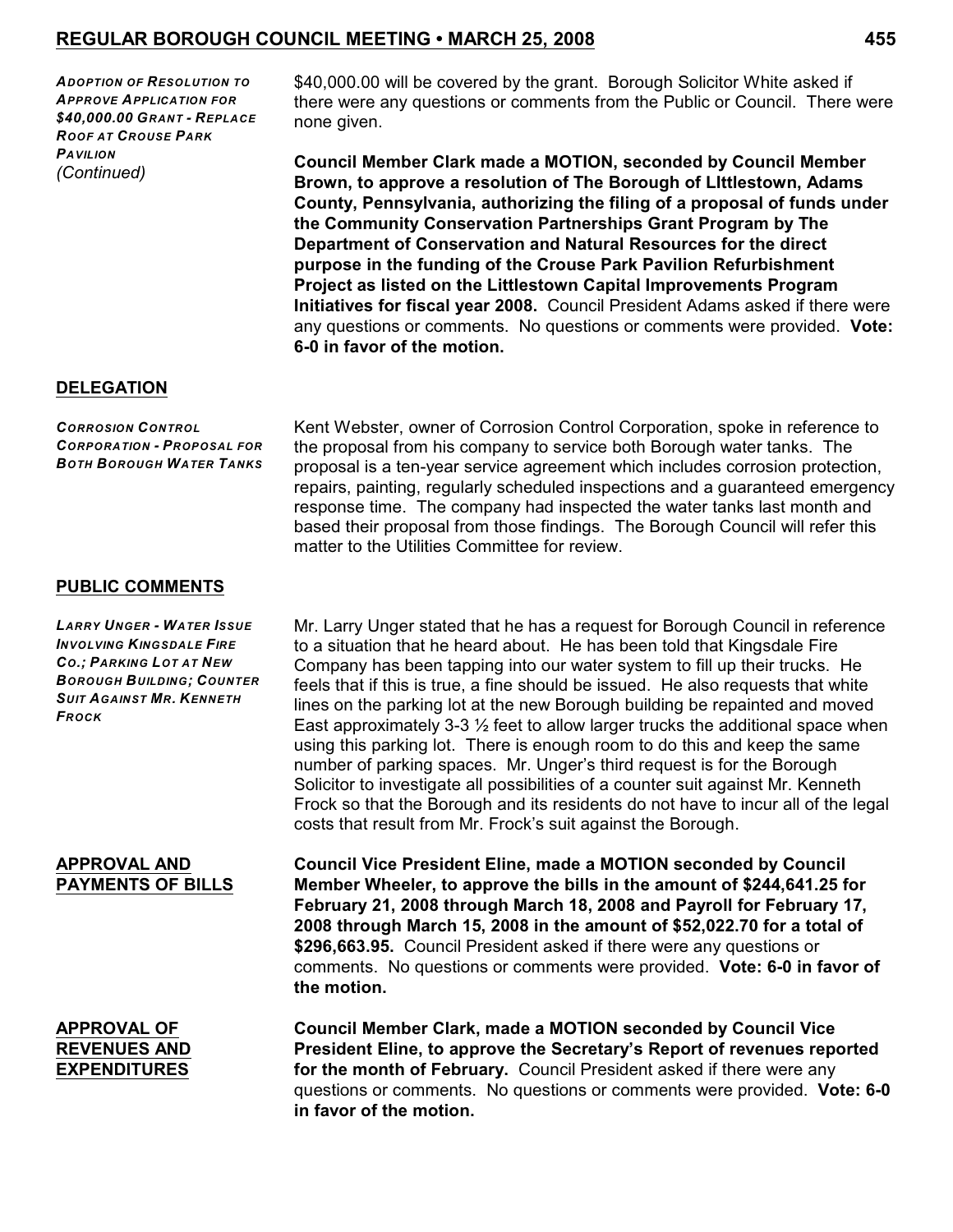*ADOPTION OF RESOLUTION TO APPROVE APPLICATION FOR $40,000.00 GRANT - REPLACE ROOF AT CROUSE PARK PAVILION (Continued)*

$40,000.00 will be covered by the grant. Borough Solicitor White asked if there were any questions or comments from the Public or Council. There were none given.

**Council Member Clark made a MOTION, seconded by Council Member Brown, to approve a resolution of The Borough of LIttlestown, Adams County, Pennsylvania, authorizing the filing of a proposal of funds under the Community Conservation Partnerships Grant Program by The Department of Conservation and Natural Resources for the direct purpose in the funding of the Crouse Park Pavilion Refurbishment Project as listed on the Littlestown Capital Improvements Program Initiatives for fiscal year 2008.** Council President Adams asked if there were any questions or comments. No questions or comments were provided. **Vote: 6-0 in favor of the motion.**

## DELEGATION

*CORROSION CONTROL CORPORATION - PROPOSAL FOR BOTH BOROUGH WATER TANKS*

Kent Webster, owner of Corrosion Control Corporation, spoke in reference to the proposal from his company to service both Borough water tanks. The proposal is a ten-year service agreement which includes corrosion protection, repairs, painting, regularly scheduled inspections and a guaranteed emergency response time. The company had inspected the water tanks last month and based their proposal from those findings. The Borough Council will refer this matter to the Utilities Committee for review.

## PUBLIC COMMENTS

*LARRY UNGER - WATER ISSUE INVOLVING KINGSDALE FIRE CO.; PARKING LOT AT NEW BOROUGH BUILDING; COUNTER SUIT AGAINST MR. KENNETH FROCK*

Mr. Larry Unger stated that he has a request for Borough Council in reference to a situation that he heard about. He has been told that Kingsdale Fire Company has been tapping into our water system to fill up their trucks. He feels that if this is true, a fine should be issued. He also requests that white lines on the parking lot at the new Borough building be repainted and moved East approximately 3-3 ½ feet to allow larger trucks the additional space when using this parking lot. There is enough room to do this and keep the same number of parking spaces. Mr. Unger's third request is for the Borough Solicitor to investigate all possibilities of a counter suit against Mr. Kenneth Frock so that the Borough and its residents do not have to incur all of the legal costs that result from Mr. Frock's suit against the Borough.

## APPROVAL AND PAYMENTS OF BILLS

**Council Vice President Eline, made a MOTION seconded by Council Member Wheeler, to approve the bills in the amount of $244,641.25 for February 21, 2008 through March 18, 2008 and Payroll for February 17, 2008 through March 15, 2008 in the amount of $52,022.70 for a total of $296,663.95.** Council President asked if there were any questions or comments. No questions or comments were provided. **Vote: 6-0 in favor of the motion.**

## APPROVAL OF REVENUES AND EXPENDITURES

**Council Member Clark, made a MOTION seconded by Council Vice President Eline, to approve the Secretary's Report of revenues reported for the month of February.** Council President asked if there were any questions or comments. No questions or comments were provided. **Vote: 6-0 in favor of the motion.**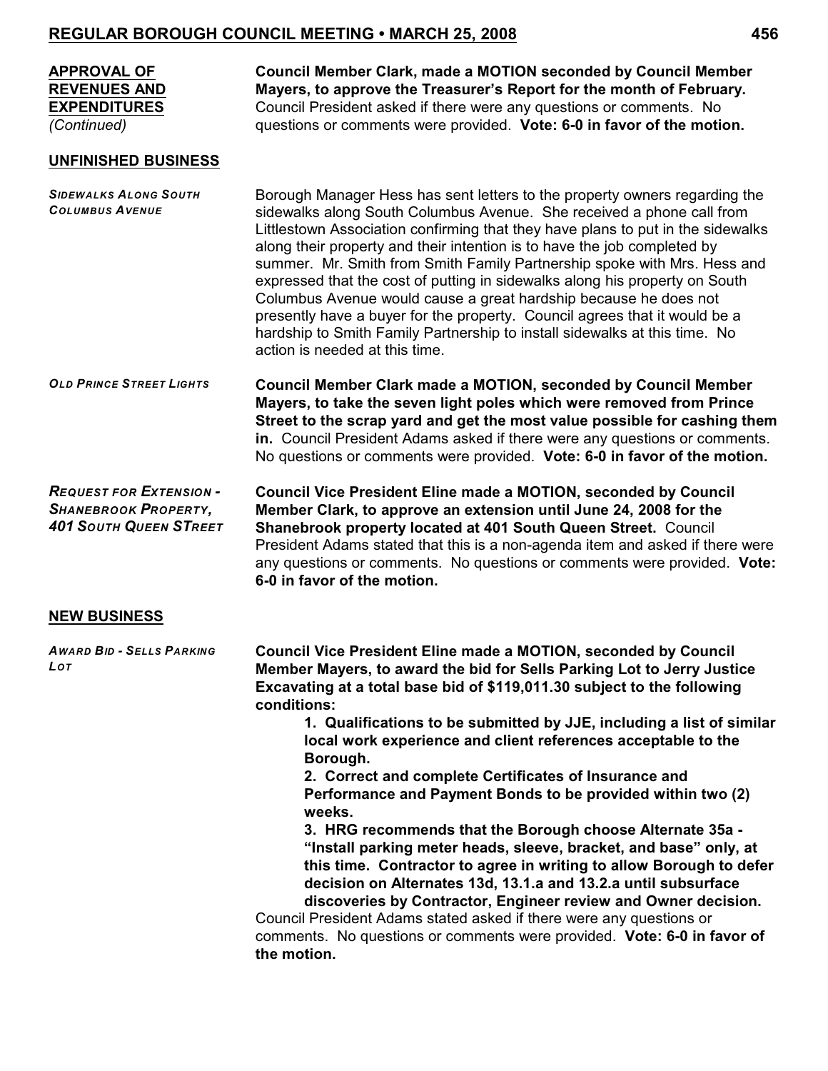**APPROVAL OF REVENUES AND EXPENDITURES** *(Continued)*

**Council Member Clark, made a MOTION seconded by Council Member Mayers, to approve the Treasurer's Report for the month of February.** Council President asked if there were any questions or comments. No questions or comments were provided. **Vote: 6-0 in favor of the motion.**

## UNFINISHED BUSINESS

***SIDEWALKS ALONG SOUTH COLUMBUS AVENUE***

Borough Manager Hess has sent letters to the property owners regarding the sidewalks along South Columbus Avenue. She received a phone call from Littlestown Association confirming that they have plans to put in the sidewalks along their property and their intention is to have the job completed by summer. Mr. Smith from Smith Family Partnership spoke with Mrs. Hess and expressed that the cost of putting in sidewalks along his property on South Columbus Avenue would cause a great hardship because he does not presently have a buyer for the property. Council agrees that it would be a hardship to Smith Family Partnership to install sidewalks at this time. No action is needed at this time.

***OLD PRINCE STREET LIGHTS***

**Council Member Clark made a MOTION, seconded by Council Member Mayers, to take the seven light poles which were removed from Prince Street to the scrap yard and get the most value possible for cashing them in.** Council President Adams asked if there were any questions or comments. No questions or comments were provided. **Vote: 6-0 in favor of the motion.**

***REQUEST FOR EXTENSION - SHANEBROOK PROPERTY, 401 SOUTH QUEEN STREET***

**Council Vice President Eline made a MOTION, seconded by Council Member Clark, to approve an extension until June 24, 2008 for the Shanebrook property located at 401 South Queen Street.** Council President Adams stated that this is a non-agenda item and asked if there were any questions or comments. No questions or comments were provided. **Vote: 6-0 in favor of the motion.**

## NEW BUSINESS

***AWARD BID - SELLS PARKING LOT***

**Council Vice President Eline made a MOTION, seconded by Council Member Mayers, to award the bid for Sells Parking Lot to Jerry Justice Excavating at a total base bid of $119,011.30 subject to the following conditions:**

1. **Qualifications to be submitted by JJE, including a list of similar local work experience and client references acceptable to the Borough.**
2. **Correct and complete Certificates of Insurance and Performance and Payment Bonds to be provided within two (2) weeks.**
3. **HRG recommends that the Borough choose Alternate 35a - "Install parking meter heads, sleeve, bracket, and base" only, at this time. Contractor to agree in writing to allow Borough to defer decision on Alternates 13d, 13.1.a and 13.2.a until subsurface discoveries by Contractor, Engineer review and Owner decision.**

Council President Adams stated asked if there were any questions or comments. No questions or comments were provided. **Vote: 6-0 in favor of the motion.**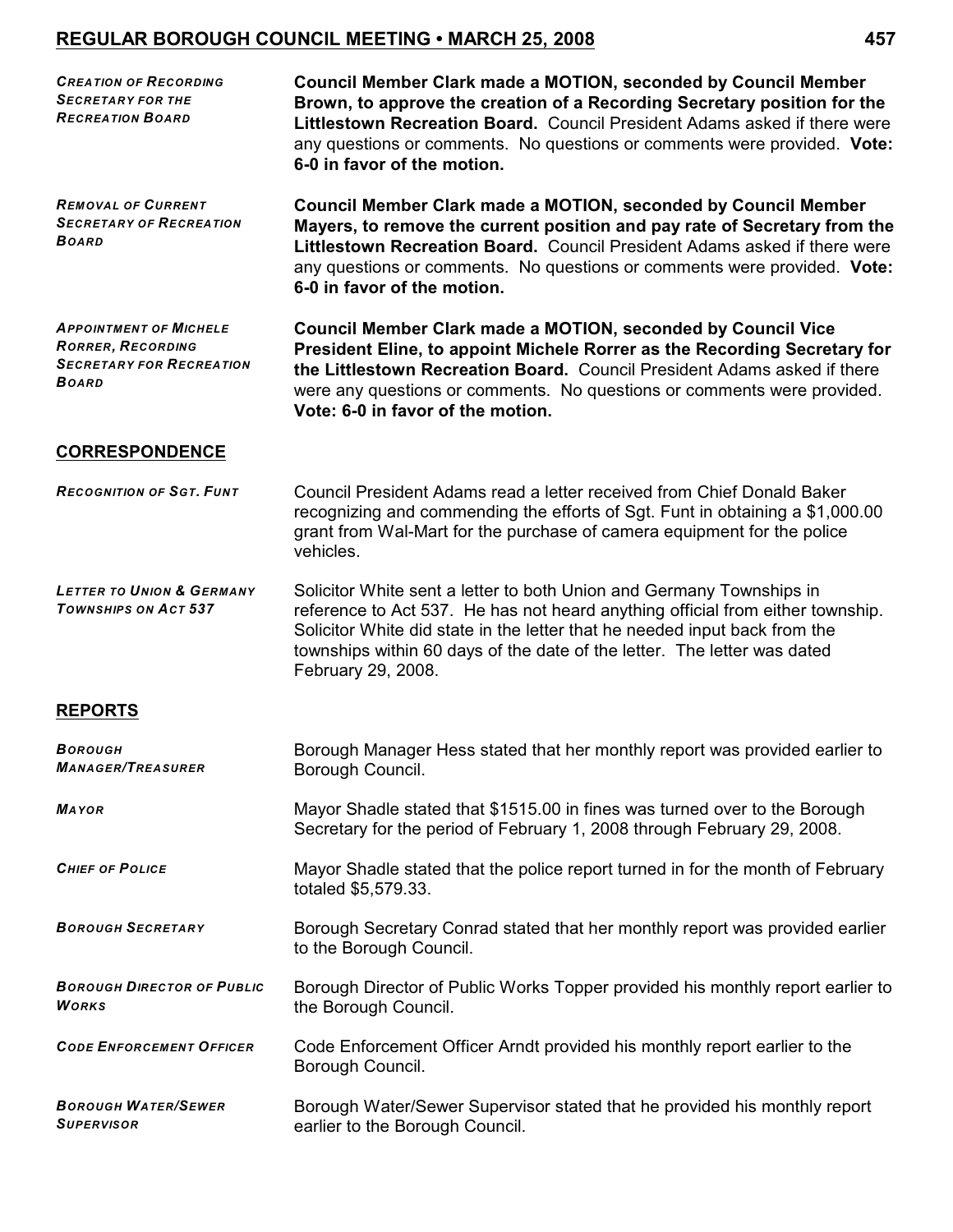*CREATION OF RECORDING SECRETARY FOR THE RECREATION BOARD*

**Council Member Clark made a MOTION, seconded by Council Member Brown, to approve the creation of a Recording Secretary position for the Littlestown Recreation Board.** Council President Adams asked if there were any questions or comments. No questions or comments were provided. **Vote: 6-0 in favor of the motion.**

*REMOVAL OF CURRENT SECRETARY OF RECREATION BOARD*

**Council Member Clark made a MOTION, seconded by Council Member Mayers, to remove the current position and pay rate of Secretary from the Littlestown Recreation Board.** Council President Adams asked if there were any questions or comments. No questions or comments were provided. **Vote: 6-0 in favor of the motion.**

*APPOINTMENT OF MICHELE RORRER, RECORDING SECRETARY FOR RECREATION BOARD*

**Council Member Clark made a MOTION, seconded by Council Vice President Eline, to appoint Michele Rorrer as the Recording Secretary for the Littlestown Recreation Board.** Council President Adams asked if there were any questions or comments. No questions or comments were provided. **Vote: 6-0 in favor of the motion.**

## CORRESPONDENCE

*RECOGNITION OF SGT. FUNT*

Council President Adams read a letter received from Chief Donald Baker recognizing and commending the efforts of Sgt. Funt in obtaining a $1,000.00 grant from Wal-Mart for the purchase of camera equipment for the police vehicles.

*LETTER TO UNION & GERMANY TOWNSHIPS ON ACT 537*

Solicitor White sent a letter to both Union and Germany Townships in reference to Act 537. He has not heard anything official from either township. Solicitor White did state in the letter that he needed input back from the townships within 60 days of the date of the letter. The letter was dated February 29, 2008.

## REPORTS

*BOROUGH MANAGER/TREASURER*

Borough Manager Hess stated that her monthly report was provided earlier to Borough Council.

*MAYOR*

Mayor Shadle stated that $1515.00 in fines was turned over to the Borough Secretary for the period of February 1, 2008 through February 29, 2008.

*CHIEF OF POLICE*

Mayor Shadle stated that the police report turned in for the month of February totaled $5,579.33.

*BOROUGH SECRETARY*

Borough Secretary Conrad stated that her monthly report was provided earlier to the Borough Council.

*BOROUGH DIRECTOR OF PUBLIC WORKS*

Borough Director of Public Works Topper provided his monthly report earlier to the Borough Council.

*CODE ENFORCEMENT OFFICER*

Code Enforcement Officer Arndt provided his monthly report earlier to the Borough Council.

*BOROUGH WATER/SEWER SUPERVISOR*

Borough Water/Sewer Supervisor stated that he provided his monthly report earlier to the Borough Council.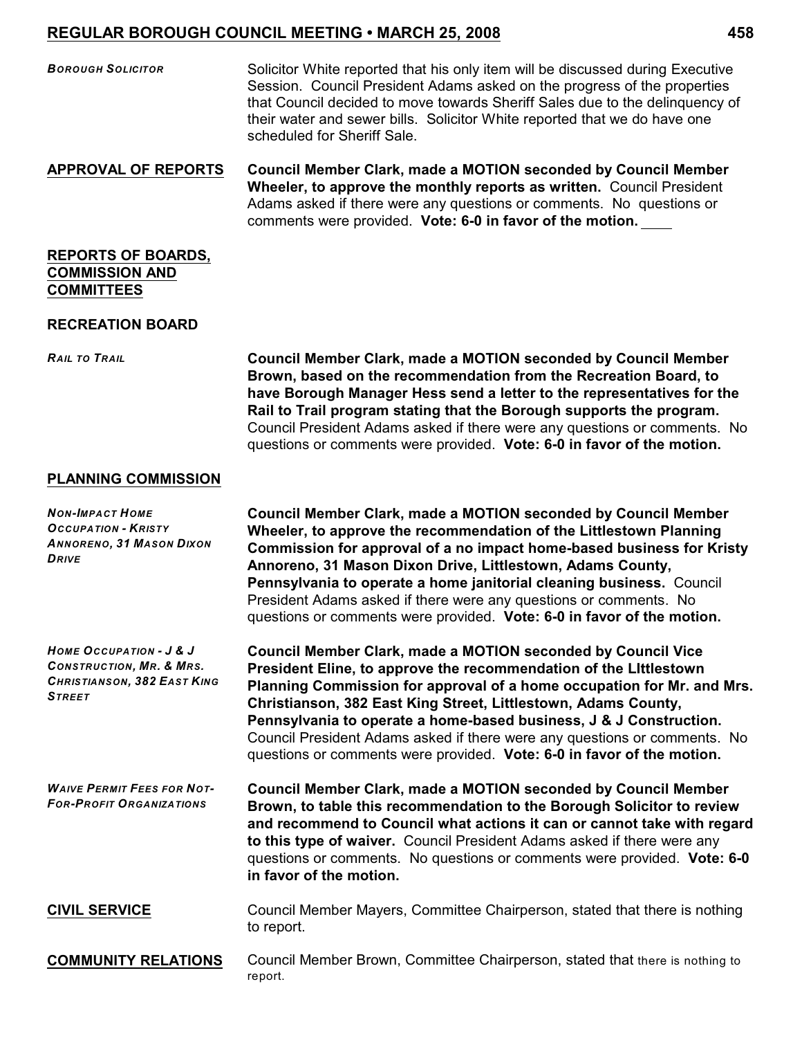***BOROUGH SOLICITOR***

Solicitor White reported that his only item will be discussed during Executive Session. Council President Adams asked on the progress of the properties that Council decided to move towards Sheriff Sales due to the delinquency of their water and sewer bills. Solicitor White reported that we do have one scheduled for Sheriff Sale.

**APPROVAL OF REPORTS**

**Council Member Clark, made a MOTION seconded by Council Member Wheeler, to approve the monthly reports as written.** Council President Adams asked if there were any questions or comments. No questions or comments were provided. **Vote: 6-0 in favor of the motion.**

**REPORTS OF BOARDS, COMMISSION AND COMMITTEES**

**RECREATION BOARD**

***RAIL TO TRAIL***

**Council Member Clark, made a MOTION seconded by Council Member Brown, based on the recommendation from the Recreation Board, to have Borough Manager Hess send a letter to the representatives for the Rail to Trail program stating that the Borough supports the program.** Council President Adams asked if there were any questions or comments. No questions or comments were provided. **Vote: 6-0 in favor of the motion.**

**PLANNING COMMISSION**

***NON-IMPACT HOME OCCUPATION - KRISTY ANNORENO, 31 MASON DIXON DRIVE***

**Council Member Clark, made a MOTION seconded by Council Member Wheeler, to approve the recommendation of the Littlestown Planning Commission for approval of a no impact home-based business for Kristy Annoreno, 31 Mason Dixon Drive, Littlestown, Adams County, Pennsylvania to operate a home janitorial cleaning business.** Council President Adams asked if there were any questions or comments. No questions or comments were provided. **Vote: 6-0 in favor of the motion.**

***HOME OCCUPATION - J & J CONSTRUCTION, MR. & MRS. CHRISTIANSON, 382 EAST KING STREET***

**Council Member Clark, made a MOTION seconded by Council Vice President Eline, to approve the recommendation of the LIttlestown Planning Commission for approval of a home occupation for Mr. and Mrs. Christianson, 382 East King Street, Littlestown, Adams County, Pennsylvania to operate a home-based business, J & J Construction.** Council President Adams asked if there were any questions or comments. No questions or comments were provided. **Vote: 6-0 in favor of the motion.**

***WAIVE PERMIT FEES FOR NOT-FOR-PROFIT ORGANIZATIONS***

**Council Member Clark, made a MOTION seconded by Council Member Brown, to table this recommendation to the Borough Solicitor to review and recommend to Council what actions it can or cannot take with regard to this type of waiver.** Council President Adams asked if there were any questions or comments. No questions or comments were provided. **Vote: 6-0 in favor of the motion.**

**CIVIL SERVICE**

Council Member Mayers, Committee Chairperson, stated that there is nothing to report.

**COMMUNITY RELATIONS**

Council Member Brown, Committee Chairperson, stated that there is nothing to report.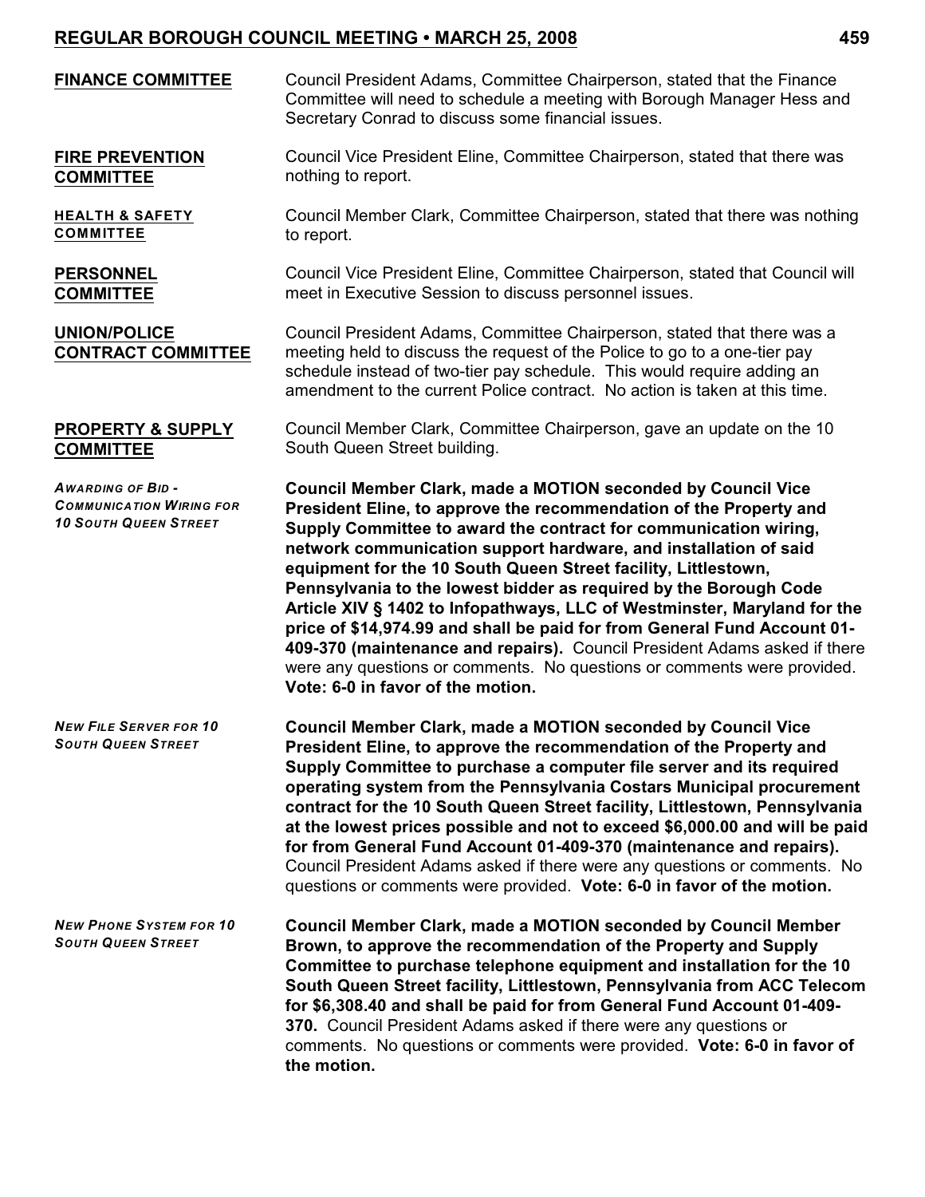**FINANCE COMMITTEE**

Council President Adams, Committee Chairperson, stated that the Finance Committee will need to schedule a meeting with Borough Manager Hess and Secretary Conrad to discuss some financial issues.

**FIRE PREVENTION COMMITTEE**

Council Vice President Eline, Committee Chairperson, stated that there was nothing to report.

**HEALTH & SAFETY COMMITTEE**

Council Member Clark, Committee Chairperson, stated that there was nothing to report.

**PERSONNEL COMMITTEE**

Council Vice President Eline, Committee Chairperson, stated that Council will meet in Executive Session to discuss personnel issues.

**UNION/POLICE CONTRACT COMMITTEE**

Council President Adams, Committee Chairperson, stated that there was a meeting held to discuss the request of the Police to go to a one-tier pay schedule instead of two-tier pay schedule. This would require adding an amendment to the current Police contract. No action is taken at this time.

**PROPERTY & SUPPLY COMMITTEE**

Council Member Clark, Committee Chairperson, gave an update on the 10 South Queen Street building.

*AWARDING OF BID - COMMUNICATION WIRING FOR 10 SOUTH QUEEN STREET*

**Council Member Clark, made a MOTION seconded by Council Vice President Eline, to approve the recommendation of the Property and Supply Committee to award the contract for communication wiring, network communication support hardware, and installation of said equipment for the 10 South Queen Street facility, Littlestown, Pennsylvania to the lowest bidder as required by the Borough Code Article XIV § 1402 to Infopathways, LLC of Westminster, Maryland for the price of $14,974.99 and shall be paid for from General Fund Account 01-409-370 (maintenance and repairs).** Council President Adams asked if there were any questions or comments. No questions or comments were provided. **Vote: 6-0 in favor of the motion.**

*NEW FILE SERVER FOR 10 SOUTH QUEEN STREET*

**Council Member Clark, made a MOTION seconded by Council Vice President Eline, to approve the recommendation of the Property and Supply Committee to purchase a computer file server and its required operating system from the Pennsylvania Costars Municipal procurement contract for the 10 South Queen Street facility, Littlestown, Pennsylvania at the lowest prices possible and not to exceed $6,000.00 and will be paid for from General Fund Account 01-409-370 (maintenance and repairs).** Council President Adams asked if there were any questions or comments. No questions or comments were provided. **Vote: 6-0 in favor of the motion.**

*NEW PHONE SYSTEM FOR 10 SOUTH QUEEN STREET*

**Council Member Clark, made a MOTION seconded by Council Member Brown, to approve the recommendation of the Property and Supply Committee to purchase telephone equipment and installation for the 10 South Queen Street facility, Littlestown, Pennsylvania from ACC Telecom for $6,308.40 and shall be paid for from General Fund Account 01-409-370.** Council President Adams asked if there were any questions or comments. No questions or comments were provided. **Vote: 6-0 in favor of the motion.**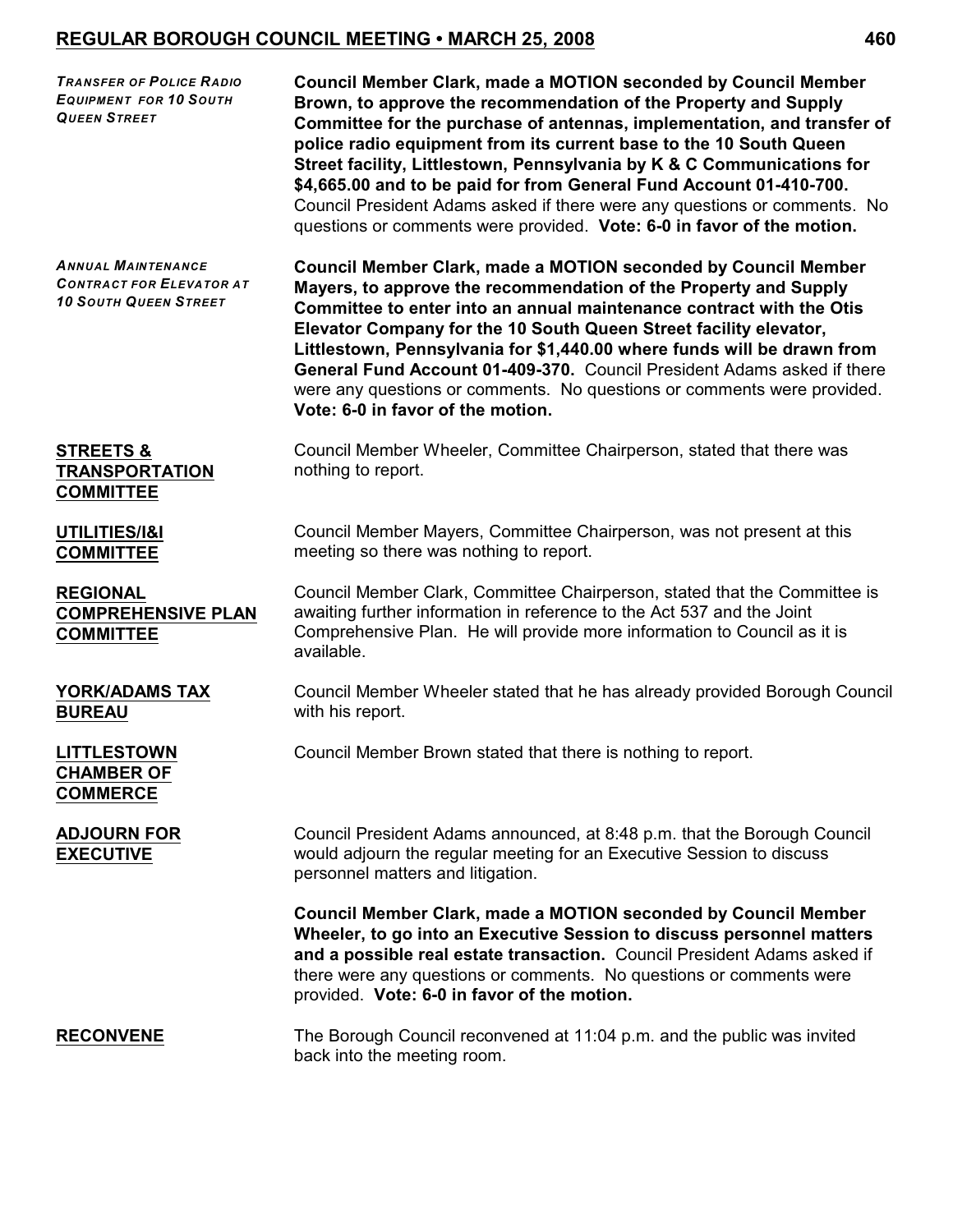*TRANSFER OF POLICE RADIO EQUIPMENT FOR 10 SOUTH QUEEN STREET*

**Council Member Clark, made a MOTION seconded by Council Member Brown, to approve the recommendation of the Property and Supply Committee for the purchase of antennas, implementation, and transfer of police radio equipment from its current base to the 10 South Queen Street facility, Littlestown, Pennsylvania by K & C Communications for $4,665.00 and to be paid for from General Fund Account 01-410-700.** Council President Adams asked if there were any questions or comments. No questions or comments were provided. **Vote: 6-0 in favor of the motion.**

*ANNUAL MAINTENANCE CONTRACT FOR ELEVATOR AT 10 SOUTH QUEEN STREET*

**Council Member Clark, made a MOTION seconded by Council Member Mayers, to approve the recommendation of the Property and Supply Committee to enter into an annual maintenance contract with the Otis Elevator Company for the 10 South Queen Street facility elevator, Littlestown, Pennsylvania for $1,440.00 where funds will be drawn from General Fund Account 01-409-370.** Council President Adams asked if there were any questions or comments. No questions or comments were provided. **Vote: 6-0 in favor of the motion.**

**STREETS & TRANSPORTATION COMMITTEE**

Council Member Wheeler, Committee Chairperson, stated that there was nothing to report.

**UTILITIES/I&I COMMITTEE**

Council Member Mayers, Committee Chairperson, was not present at this meeting so there was nothing to report.

**REGIONAL COMPREHENSIVE PLAN COMMITTEE**

Council Member Clark, Committee Chairperson, stated that the Committee is awaiting further information in reference to the Act 537 and the Joint Comprehensive Plan. He will provide more information to Council as it is available.

**YORK/ADAMS TAX BUREAU**

Council Member Wheeler stated that he has already provided Borough Council with his report.

**LITTLESTOWN CHAMBER OF COMMERCE**

Council Member Brown stated that there is nothing to report.

**ADJOURN FOR EXECUTIVE**

Council President Adams announced, at 8:48 p.m. that the Borough Council would adjourn the regular meeting for an Executive Session to discuss personnel matters and litigation.

**Council Member Clark, made a MOTION seconded by Council Member Wheeler, to go into an Executive Session to discuss personnel matters and a possible real estate transaction.** Council President Adams asked if there were any questions or comments. No questions or comments were provided. **Vote: 6-0 in favor of the motion.**

**RECONVENE**

The Borough Council reconvened at 11:04 p.m. and the public was invited back into the meeting room.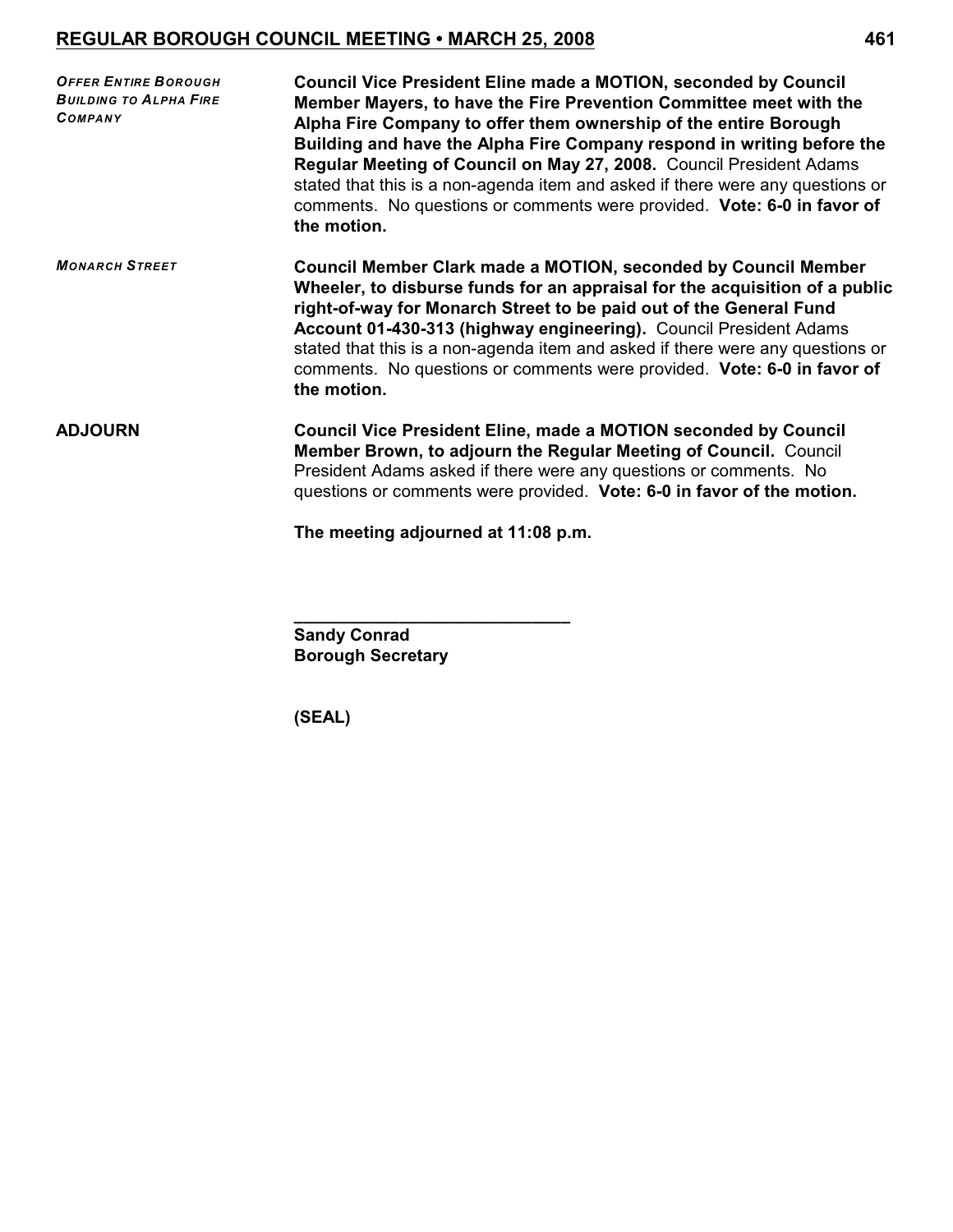***Offer Entire Borough Building to Alpha Fire Company***

**Council Vice President Eline made a MOTION, seconded by Council Member Mayers, to have the Fire Prevention Committee meet with the Alpha Fire Company to offer them ownership of the entire Borough Building and have the Alpha Fire Company respond in writing before the Regular Meeting of Council on May 27, 2008.** Council President Adams stated that this is a non-agenda item and asked if there were any questions or comments. No questions or comments were provided. **Vote: 6-0 in favor of the motion.**

***Monarch Street***

**Council Member Clark made a MOTION, seconded by Council Member Wheeler, to disburse funds for an appraisal for the acquisition of a public right-of-way for Monarch Street to be paid out of the General Fund Account 01-430-313 (highway engineering).** Council President Adams stated that this is a non-agenda item and asked if there were any questions or comments. No questions or comments were provided. **Vote: 6-0 in favor of the motion.**

**ADJOURN**

**Council Vice President Eline, made a MOTION seconded by Council Member Brown, to adjourn the Regular Meeting of Council.** Council President Adams asked if there were any questions or comments. No questions or comments were provided. **Vote: 6-0 in favor of the motion.**

**The meeting adjourned at 11:08 p.m.**

\_\_\_\_\_\_\_\_\_\_\_\_\_\_\_\_\_\_\_\_\_\_\_\_\_\_\_\_\_\_

**Sandy Conrad**
**Borough Secretary**

**(SEAL)**